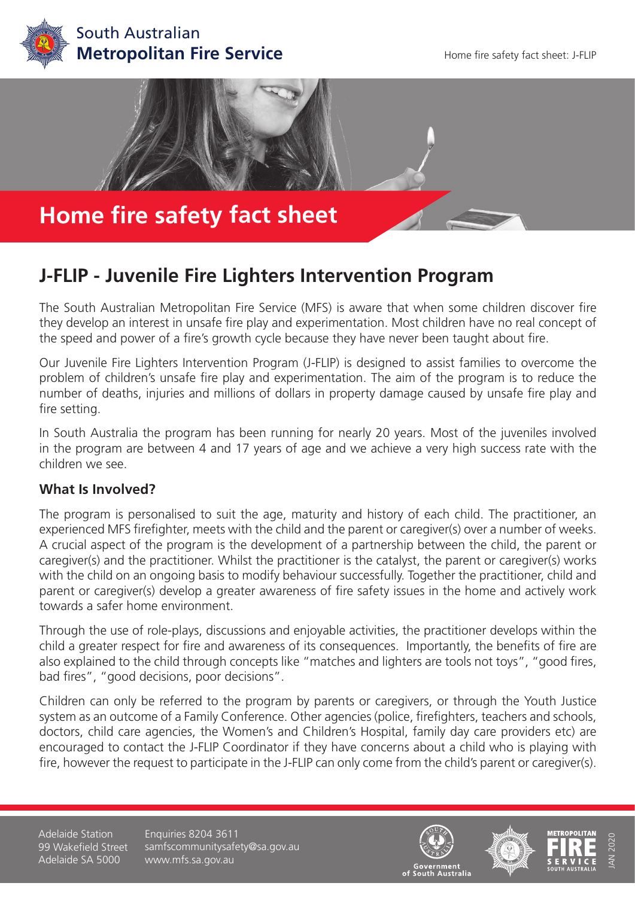# Home fire safety fact sheet

## J-FLIP - Juvenile Fire Lighters Intervention Program

The South Australian Metropolitan Fire Service (MFS) is aware that when some children discover fire they develop an interest in unsafe fire play and experimentation. Most children have no real concept of the speed and power of a fire's growth cycle because they have never been taught about fire.

Our Juvenile Fire Lighters Intervention Program (J-FLIP) is designed to assist families to overcome the problem of children's unsafe fire play and experimentation. The aim of the program is to reduce the number of deaths, injuries and millions of dollars in property damage caused by unsafe fire play and fire setting.

In South Australia the program has been running for nearly 20 years. Most of the juveniles involved in the program are between 4 and 17 years of age and we achieve a very high success rate with the children we see.

### What Is Involved?

The program is personalised to suit the age, maturity and history of each child. The practitioner, an experienced MFS firefighter, meets with the child and the parent or caregiver(s) over a number of weeks. A crucial aspect of the program is the development of a partnership between the child, the parent or caregiver(s) and the practitioner. Whilst the practitioner is the catalyst, the parent or caregiver(s) works with the child on an ongoing basis to modify behaviour successfully. Together the practitioner, child and parent or caregiver(s) develop a greater awareness of fire safety issues in the home and actively work towards a safer home environment.

Through the use of role-plays, discussions and enjoyable activities, the practitioner develops within the child a greater respect for fire and awareness of its consequences. Importantly, the benefits of fire are also explained to the child through concepts like "matches and lighters are tools not toys", "good fires, bad fires", "good decisions, poor decisions".

Children can only be referred to the program by parents or caregivers, or through the Youth Justice system as an outcome of a Family Conference. Other agencies (police, firefighters, teachers and schools, doctors, child care agencies, the Women's and Children's Hospital, family day care providers etc) are encouraged to contact the J-FLIP Coordinator if they have concerns about a child who is playing with fire, however the request to participate in the J-FLIP can only come from the child's parent or caregiver(s).

Adelaide Station
99 Wakefield Street
Adelaide SA 5000

Enquiries 8204 3611
samfscommunitysafety@sa.gov.au
www.mfs.sa.gov.au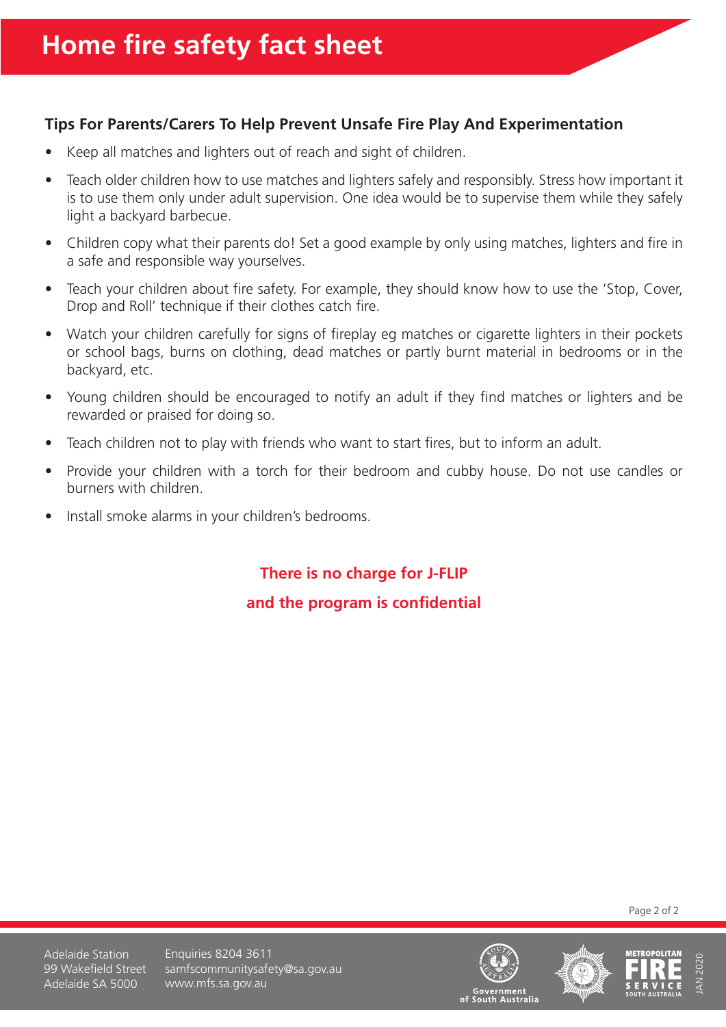# Home fire safety fact sheet

### Tips For Parents/Carers To Help Prevent Unsafe Fire Play And Experimentation

- Keep all matches and lighters out of reach and sight of children.
- Teach older children how to use matches and lighters safely and responsibly. Stress how important it is to use them only under adult supervision. One idea would be to supervise them while they safely light a backyard barbecue.
- Children copy what their parents do! Set a good example by only using matches, lighters and fire in a safe and responsible way yourselves.
- Teach your children about fire safety. For example, they should know how to use the 'Stop, Cover, Drop and Roll' technique if their clothes catch fire.
- Watch your children carefully for signs of fireplay eg matches or cigarette lighters in their pockets or school bags, burns on clothing, dead matches or partly burnt material in bedrooms or in the backyard, etc.
- Young children should be encouraged to notify an adult if they find matches or lighters and be rewarded or praised for doing so.
- Teach children not to play with friends who want to start fires, but to inform an adult.
- Provide your children with a torch for their bedroom and cubby house. Do not use candles or burners with children.
- Install smoke alarms in your children's bedrooms.

**There is no charge for J-FLIP**

**and the program is confidential**

Adelaide Station
99 Wakefield Street
Adelaide SA 5000

Enquiries 8204 3611
samfscommunitysafety@sa.gov.au
www.mfs.sa.gov.au

Government of South Australia

Metropolitan Fire Service South Australia

JAN 2020